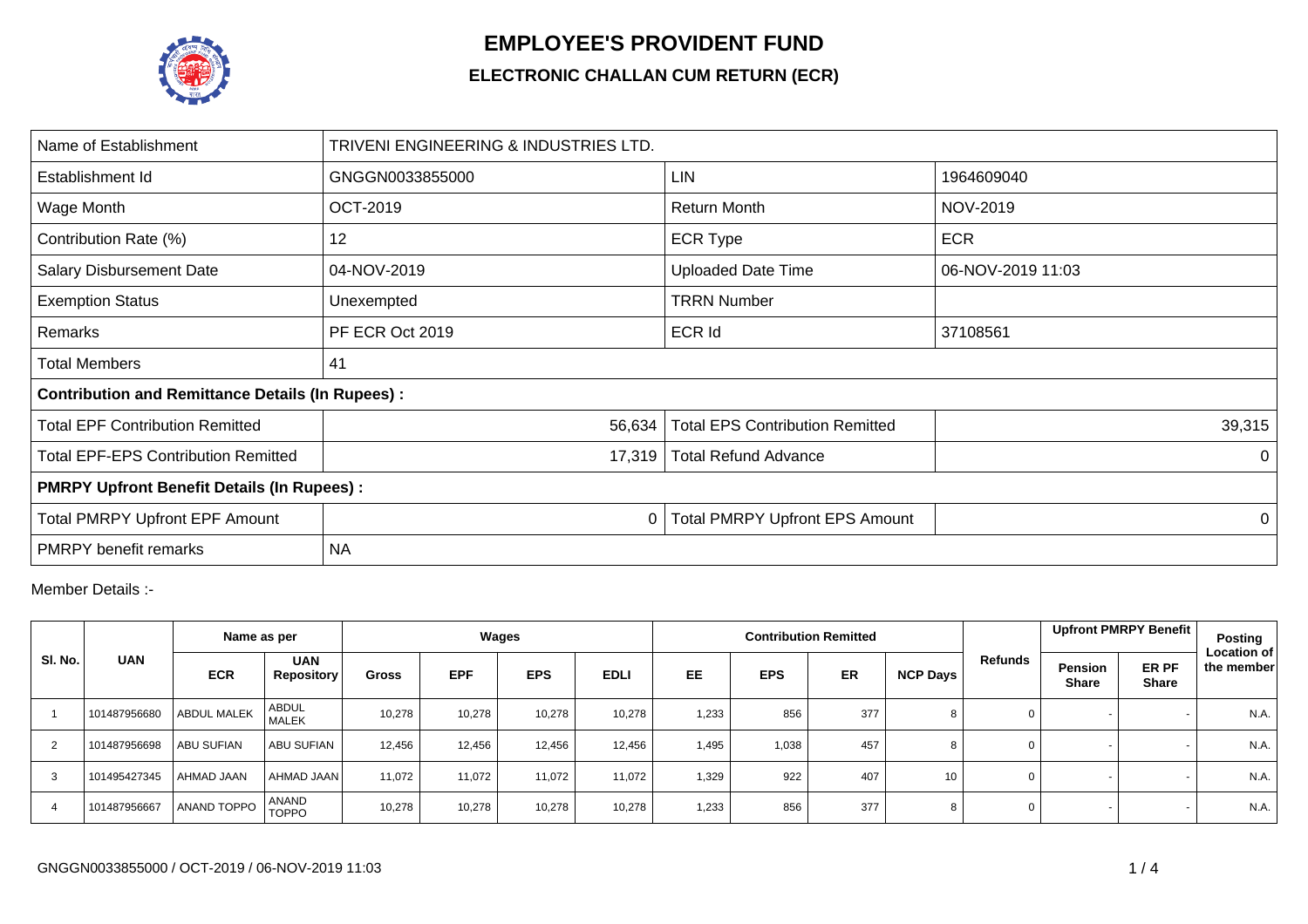# EMPLOYEE'S PROVIDENT FUND

## ELECTRONIC CHALLAN CUM RETURN (ECR)

| Name of Establishment | TRIVENI ENGINEERING & INDUSTRIES LTD. | | |
|---|---|---|---|
| Establishment Id | GNGGN0033855000 | LIN | 1964609040 |
| Wage Month | OCT-2019 | Return Month | NOV-2019 |
| Contribution Rate (%) | 12 | ECR Type | ECR |
| Salary Disbursement Date | 04-NOV-2019 | Uploaded Date Time | 06-NOV-2019 11:03 |
| Exemption Status | Unexempted | TRRN Number | |
| Remarks | PF ECR Oct 2019 | ECR Id | 37108561 |
| Total Members | 41 | | |
| **Contribution and Remittance Details (In Rupees) :** | | | |
| Total EPF Contribution Remitted | 56,634 | Total EPS Contribution Remitted | 39,315 |
| Total EPF-EPS Contribution Remitted | 17,319 | Total Refund Advance | 0 |
| **PMRPY Upfront Benefit Details (In Rupees) :** | | | |
| Total PMRPY Upfront EPF Amount | 0 | Total PMRPY Upfront EPS Amount | 0 |
| PMRPY benefit remarks | NA | | |

Member Details :-

| Sl. No. | UAN | Name as per | | Wages | | | | Contribution Remitted | | | | Refunds | Upfront PMRPY Benefit | | Posting Location of the member |
|---|---|---|---|---|---|---|---|---|---|---|---|---|---|---|---|
| | | ECR | UAN Repository | Gross | EPF | EPS | EDLI | EE | EPS | ER | NCP Days | | Pension Share | ER PF Share | |
| 1 | 101487956680 | ABDUL MALEK | ABDUL MALEK | 10,278 | 10,278 | 10,278 | 10,278 | 1,233 | 856 | 377 | 8 | 0 | - | - | N.A. |
| 2 | 101487956698 | ABU SUFIAN | ABU SUFIAN | 12,456 | 12,456 | 12,456 | 12,456 | 1,495 | 1,038 | 457 | 8 | 0 | - | - | N.A. |
| 3 | 101495427345 | AHMAD JAAN | AHMAD JAAN | 11,072 | 11,072 | 11,072 | 11,072 | 1,329 | 922 | 407 | 10 | 0 | - | - | N.A. |
| 4 | 101487956667 | ANAND TOPPO | ANAND TOPPO | 10,278 | 10,278 | 10,278 | 10,278 | 1,233 | 856 | 377 | 8 | 0 | - | - | N.A. |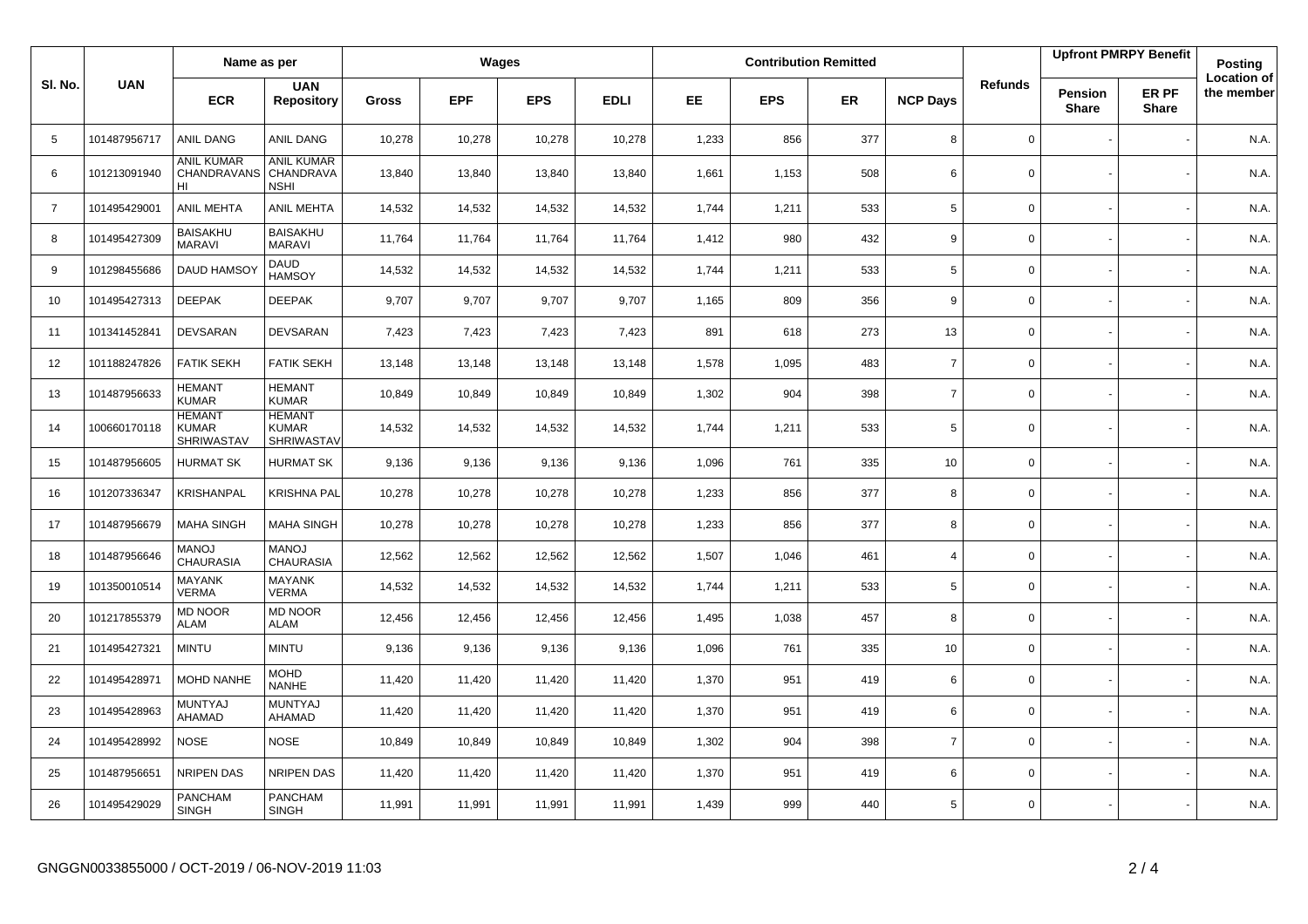| Sl. No. | UAN | Name as per | | Wages | | | | Contribution Remitted | | | | Refunds | Upfront PMRPY Benefit | | Posting Location of the member |
|---|---|---|---|---|---|---|---|---|---|---|---|---|---|---|---|
| | | ECR | UAN Repository | Gross | EPF | EPS | EDLI | EE | EPS | ER | NCP Days | | Pension Share | ER PF Share | |
| 5 | 101487956717 | ANIL DANG | ANIL DANG | 10,278 | 10,278 | 10,278 | 10,278 | 1,233 | 856 | 377 | 8 | 0 | - | - | N.A. |
| 6 | 101213091940 | ANIL KUMAR CHANDRAVANSHI | ANIL KUMAR CHANDRAVANSHI | 13,840 | 13,840 | 13,840 | 13,840 | 1,661 | 1,153 | 508 | 6 | 0 | - | - | N.A. |
| 7 | 101495429001 | ANIL MEHTA | ANIL MEHTA | 14,532 | 14,532 | 14,532 | 14,532 | 1,744 | 1,211 | 533 | 5 | 0 | - | - | N.A. |
| 8 | 101495427309 | BAISAKHU MARAVI | BAISAKHU MARAVI | 11,764 | 11,764 | 11,764 | 11,764 | 1,412 | 980 | 432 | 9 | 0 | - | - | N.A. |
| 9 | 101298455686 | DAUD HAMSOY | DAUD HAMSOY | 14,532 | 14,532 | 14,532 | 14,532 | 1,744 | 1,211 | 533 | 5 | 0 | - | - | N.A. |
| 10 | 101495427313 | DEEPAK | DEEPAK | 9,707 | 9,707 | 9,707 | 9,707 | 1,165 | 809 | 356 | 9 | 0 | - | - | N.A. |
| 11 | 101341452841 | DEVSARAN | DEVSARAN | 7,423 | 7,423 | 7,423 | 7,423 | 891 | 618 | 273 | 13 | 0 | - | - | N.A. |
| 12 | 101188247826 | FATIK SEKH | FATIK SEKH | 13,148 | 13,148 | 13,148 | 13,148 | 1,578 | 1,095 | 483 | 7 | 0 | - | - | N.A. |
| 13 | 101487956633 | HEMANT KUMAR | HEMANT KUMAR | 10,849 | 10,849 | 10,849 | 10,849 | 1,302 | 904 | 398 | 7 | 0 | - | - | N.A. |
| 14 | 100660170118 | HEMANT KUMAR SHRIWASTAV | HEMANT KUMAR SHRIWASTAV | 14,532 | 14,532 | 14,532 | 14,532 | 1,744 | 1,211 | 533 | 5 | 0 | - | - | N.A. |
| 15 | 101487956605 | HURMAT SK | HURMAT SK | 9,136 | 9,136 | 9,136 | 9,136 | 1,096 | 761 | 335 | 10 | 0 | - | - | N.A. |
| 16 | 101207336347 | KRISHANPAL | KRISHNA PAL | 10,278 | 10,278 | 10,278 | 10,278 | 1,233 | 856 | 377 | 8 | 0 | - | - | N.A. |
| 17 | 101487956679 | MAHA SINGH | MAHA SINGH | 10,278 | 10,278 | 10,278 | 10,278 | 1,233 | 856 | 377 | 8 | 0 | - | - | N.A. |
| 18 | 101487956646 | MANOJ CHAURASIA | MANOJ CHAURASIA | 12,562 | 12,562 | 12,562 | 12,562 | 1,507 | 1,046 | 461 | 4 | 0 | - | - | N.A. |
| 19 | 101350010514 | MAYANK VERMA | MAYANK VERMA | 14,532 | 14,532 | 14,532 | 14,532 | 1,744 | 1,211 | 533 | 5 | 0 | - | - | N.A. |
| 20 | 101217855379 | MD NOOR ALAM | MD NOOR ALAM | 12,456 | 12,456 | 12,456 | 12,456 | 1,495 | 1,038 | 457 | 8 | 0 | - | - | N.A. |
| 21 | 101495427321 | MINTU | MINTU | 9,136 | 9,136 | 9,136 | 9,136 | 1,096 | 761 | 335 | 10 | 0 | - | - | N.A. |
| 22 | 101495428971 | MOHD NANHE | MOHD NANHE | 11,420 | 11,420 | 11,420 | 11,420 | 1,370 | 951 | 419 | 6 | 0 | - | - | N.A. |
| 23 | 101495428963 | MUNTYAJ AHAMAD | MUNTYAJ AHAMAD | 11,420 | 11,420 | 11,420 | 11,420 | 1,370 | 951 | 419 | 6 | 0 | - | - | N.A. |
| 24 | 101495428992 | NOSE | NOSE | 10,849 | 10,849 | 10,849 | 10,849 | 1,302 | 904 | 398 | 7 | 0 | - | - | N.A. |
| 25 | 101487956651 | NRIPEN DAS | NRIPEN DAS | 11,420 | 11,420 | 11,420 | 11,420 | 1,370 | 951 | 419 | 6 | 0 | - | - | N.A. |
| 26 | 101495429029 | PANCHAM SINGH | PANCHAM SINGH | 11,991 | 11,991 | 11,991 | 11,991 | 1,439 | 999 | 440 | 5 | 0 | - | - | N.A. |

GNGGN0033855000 / OCT-2019 / 06-NOV-2019 11:03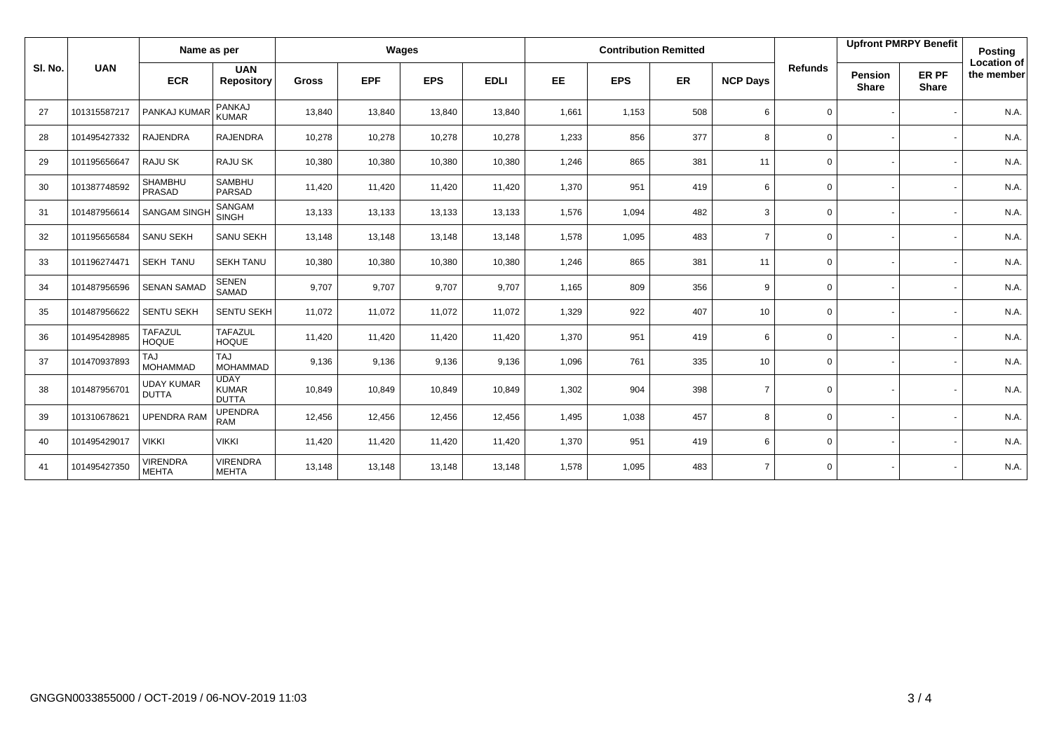| Sl. No. | UAN | Name as per | | Wages | | | | Contribution Remitted | | | | Refunds | Upfront PMRPY Benefit | | Posting Location of the member |
|---|---|---|---|---|---|---|---|---|---|---|---|---|---|---|---|
| | | ECR | UAN Repository | Gross | EPF | EPS | EDLI | EE | EPS | ER | NCP Days | | Pension Share | ER PF Share | |
| 27 | 101315587217 | PANKAJ KUMAR | PANKAJ KUMAR | 13,840 | 13,840 | 13,840 | 13,840 | 1,661 | 1,153 | 508 | 6 | 0 | - | - | N.A. |
| 28 | 101495427332 | RAJENDRA | RAJENDRA | 10,278 | 10,278 | 10,278 | 10,278 | 1,233 | 856 | 377 | 8 | 0 | - | - | N.A. |
| 29 | 101195656647 | RAJU SK | RAJU SK | 10,380 | 10,380 | 10,380 | 10,380 | 1,246 | 865 | 381 | 11 | 0 | - | - | N.A. |
| 30 | 101387748592 | SHAMBHU PRASAD | SAMBHU PARSAD | 11,420 | 11,420 | 11,420 | 11,420 | 1,370 | 951 | 419 | 6 | 0 | - | - | N.A. |
| 31 | 101487956614 | SANGAM SINGH | SANGAM SINGH | 13,133 | 13,133 | 13,133 | 13,133 | 1,576 | 1,094 | 482 | 3 | 0 | - | - | N.A. |
| 32 | 101195656584 | SANU SEKH | SANU SEKH | 13,148 | 13,148 | 13,148 | 13,148 | 1,578 | 1,095 | 483 | 7 | 0 | - | - | N.A. |
| 33 | 101196274471 | SEKH TANU | SEKH TANU | 10,380 | 10,380 | 10,380 | 10,380 | 1,246 | 865 | 381 | 11 | 0 | - | - | N.A. |
| 34 | 101487956596 | SENAN SAMAD | SENEN SAMAD | 9,707 | 9,707 | 9,707 | 9,707 | 1,165 | 809 | 356 | 9 | 0 | - | - | N.A. |
| 35 | 101487956622 | SENTU SEKH | SENTU SEKH | 11,072 | 11,072 | 11,072 | 11,072 | 1,329 | 922 | 407 | 10 | 0 | - | - | N.A. |
| 36 | 101495428985 | TAFAZUL HOQUE | TAFAZUL HOQUE | 11,420 | 11,420 | 11,420 | 11,420 | 1,370 | 951 | 419 | 6 | 0 | - | - | N.A. |
| 37 | 101470937893 | TAJ MOHAMMAD | TAJ MOHAMMAD | 9,136 | 9,136 | 9,136 | 9,136 | 1,096 | 761 | 335 | 10 | 0 | - | - | N.A. |
| 38 | 101487956701 | UDAY KUMAR DUTTA | UDAY KUMAR DUTTA | 10,849 | 10,849 | 10,849 | 10,849 | 1,302 | 904 | 398 | 7 | 0 | - | - | N.A. |
| 39 | 101310678621 | UPENDRA RAM | UPENDRA RAM | 12,456 | 12,456 | 12,456 | 12,456 | 1,495 | 1,038 | 457 | 8 | 0 | - | - | N.A. |
| 40 | 101495429017 | VIKKI | VIKKI | 11,420 | 11,420 | 11,420 | 11,420 | 1,370 | 951 | 419 | 6 | 0 | - | - | N.A. |
| 41 | 101495427350 | VIRENDRA MEHTA | VIRENDRA MEHTA | 13,148 | 13,148 | 13,148 | 13,148 | 1,578 | 1,095 | 483 | 7 | 0 | - | - | N.A. |

GNGGN0033855000 / OCT-2019 / 06-NOV-2019 11:03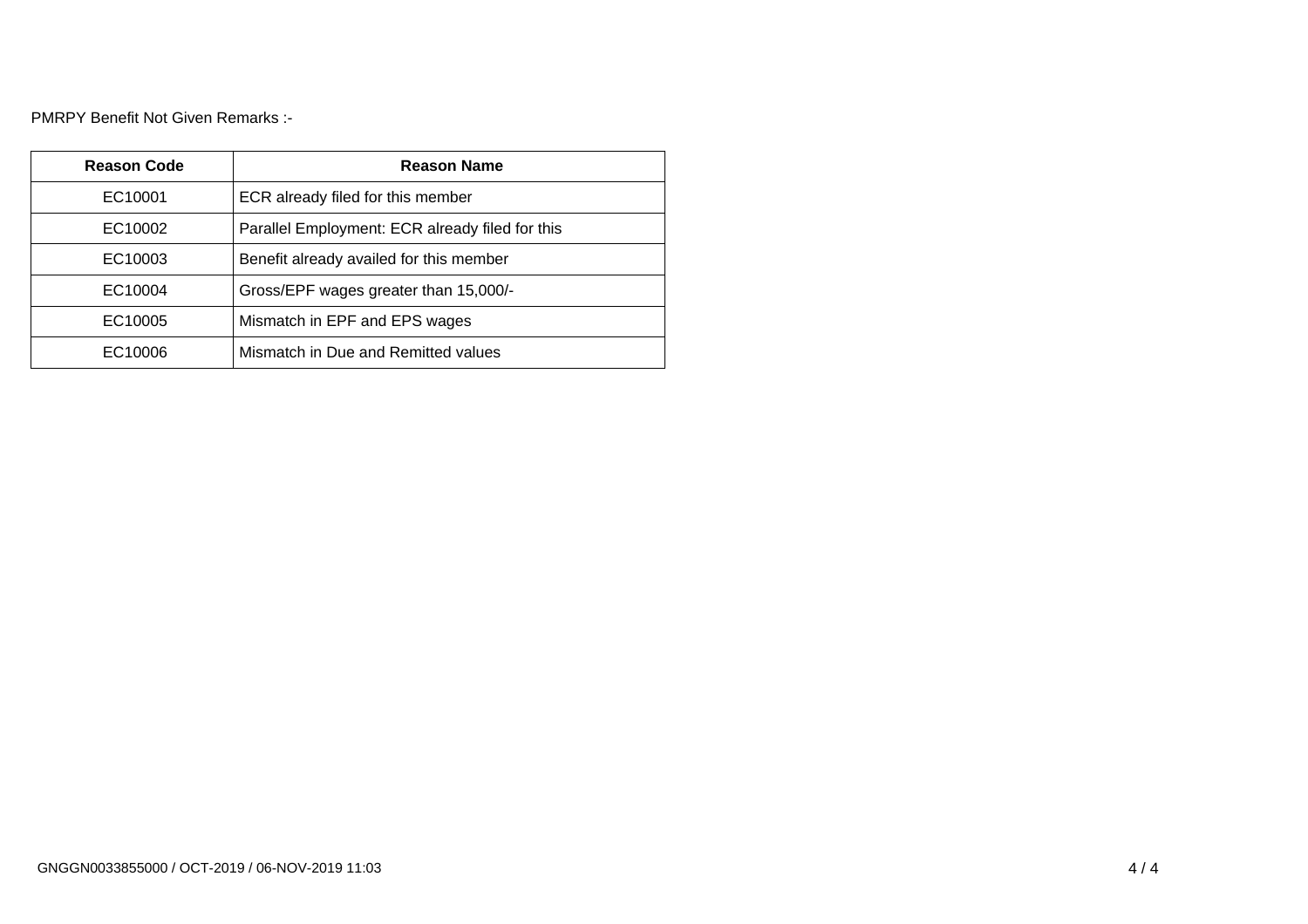PMRPY Benefit Not Given Remarks :-

| Reason Code | Reason Name |
|---|---|
| EC10001 | ECR already filed for this member |
| EC10002 | Parallel Employment: ECR already filed for this |
| EC10003 | Benefit already availed for this member |
| EC10004 | Gross/EPF wages greater than 15,000/- |
| EC10005 | Mismatch in EPF and EPS wages |
| EC10006 | Mismatch in Due and Remitted values |